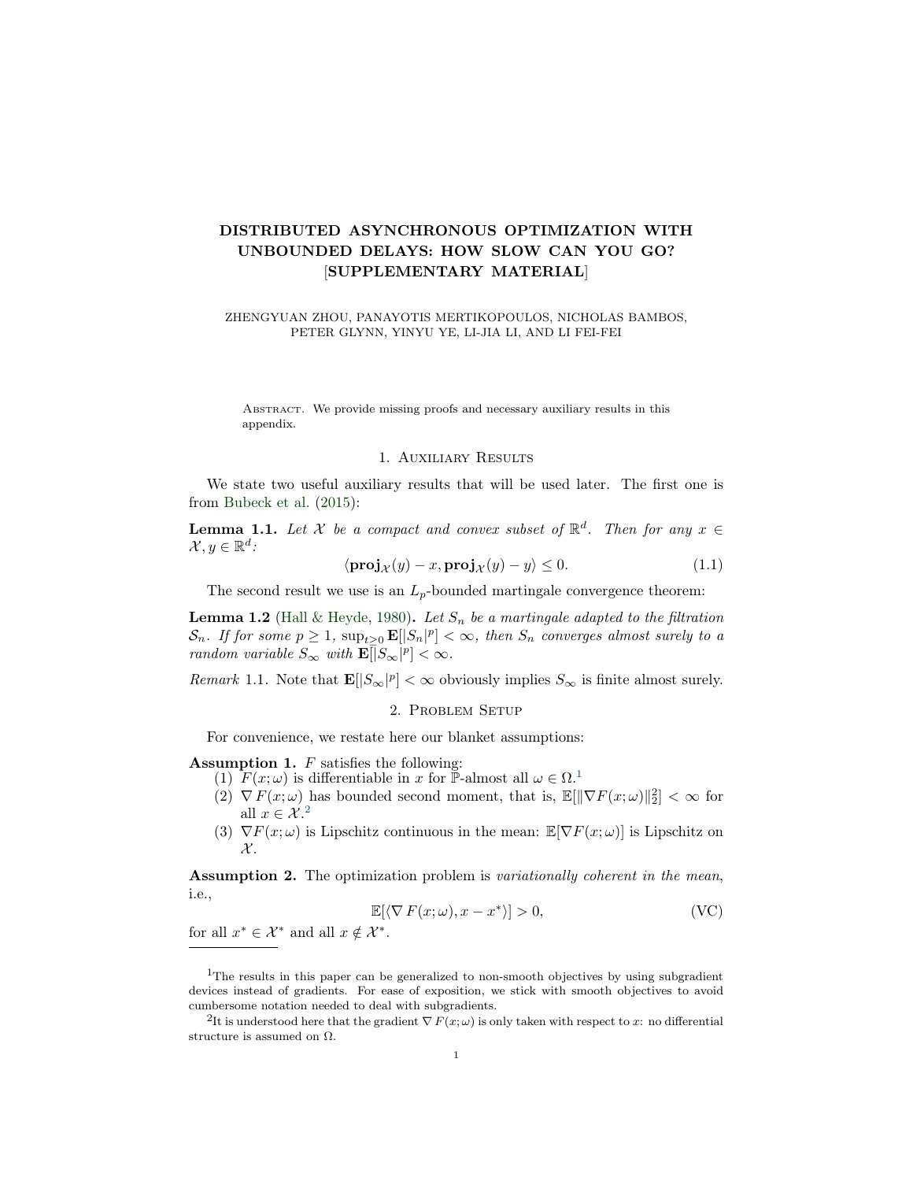# DISTRIBUTED ASYNCHRONOUS OPTIMIZATION WITH UNBOUNDED DELAYS: HOW SLOW CAN YOU GO? [SUPPLEMENTARY MATERIAL]

ZHENGYUAN ZHOU, PANAYOTIS MERTIKOPOULOS, NICHOLAS BAMBOS, PETER GLYNN, YINYU YE, LI-JIA LI, AND LI FEI-FEI

Abstract. We provide missing proofs and necessary auxiliary results in this appendix.

## 1. Auxiliary Results

We state two useful auxiliary results that will be used later. The first one is from Bubeck et al. (2015):

**Lemma 1.1.** *Let $\mathcal{X}$ be a compact and convex subset of $\mathbb{R}^d$. Then for any $x \in \mathcal{X}, y \in \mathbb{R}^d$:*

$$\langle \mathbf{proj}_{\mathcal{X}}(y) - x, \mathbf{proj}_{\mathcal{X}}(y) - y \rangle \leq 0. \tag{1.1}$$

The second result we use is an $L_p$-bounded martingale convergence theorem:

**Lemma 1.2** (Hall & Heyde, 1980)**.** *Let $S_n$ be a martingale adapted to the filtration $\mathcal{S}_n$. If for some $p \geq 1$, $\sup_{t \geq 0} \mathbf{E}[|S_n|^p] < \infty$, then $S_n$ converges almost surely to a random variable $S_\infty$ with $\mathbf{E}[|S_\infty|^p] < \infty$.*

*Remark* 1.1. Note that $\mathbf{E}[|S_\infty|^p] < \infty$ obviously implies $S_\infty$ is finite almost surely.

## 2. Problem Setup

For convenience, we restate here our blanket assumptions:

**Assumption 1.** $F$ satisfies the following:

1. $F(x; \omega)$ is differentiable in $x$ for $\mathbb{P}$-almost all $\omega \in \Omega$.[1]
2. $\nabla F(x; \omega)$ has bounded second moment, that is, $\mathbb{E}[\|\nabla F(x; \omega)\|_2^2] < \infty$ for all $x \in \mathcal{X}$.[2]
3. $\nabla F(x; \omega)$ is Lipschitz continuous in the mean: $\mathbb{E}[\nabla F(x; \omega)]$ is Lipschitz on $\mathcal{X}$.

**Assumption 2.** The optimization problem is *variationally coherent in the mean*, i.e.,

$$\mathbb{E}[\langle \nabla F(x; \omega), x - x^* \rangle] > 0, \tag{VC}$$

for all $x^* \in \mathcal{X}^*$ and all $x \notin \mathcal{X}^*$.

[1] The results in this paper can be generalized to non-smooth objectives by using subgradient devices instead of gradients. For ease of exposition, we stick with smooth objectives to avoid cumbersome notation needed to deal with subgradients.

[2] It is understood here that the gradient $\nabla F(x; \omega)$ is only taken with respect to $x$: no differential structure is assumed on $\Omega$.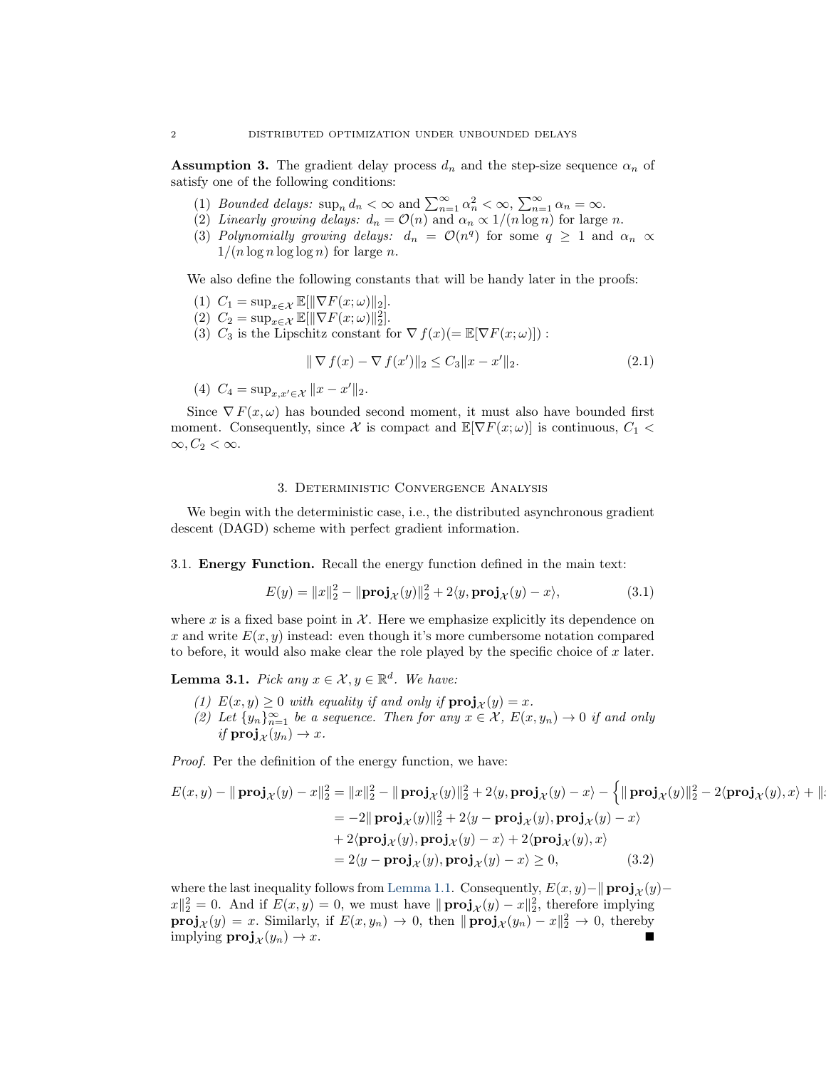**Assumption 3.** The gradient delay process $d_n$ and the step-size sequence $\alpha_n$ of satisfy one of the following conditions:

1. *Bounded delays:* $\sup_n d_n < \infty$ and $\sum_{n=1}^{\infty} \alpha_n^2 < \infty$, $\sum_{n=1}^{\infty} \alpha_n = \infty$.
2. *Linearly growing delays:* $d_n = \mathcal{O}(n)$ and $\alpha_n \propto 1/(n \log n)$ for large $n$.
3. *Polynomially growing delays:* $d_n = \mathcal{O}(n^q)$ for some $q \geq 1$ and $\alpha_n \propto 1/(n \log n \log \log n)$ for large $n$.

We also define the following constants that will be handy later in the proofs:

1. $C_1 = \sup_{x \in \mathcal{X}} \mathbb{E}[\|\nabla F(x; \omega)\|_2]$.
2. $C_2 = \sup_{x \in \mathcal{X}} \mathbb{E}[\|\nabla F(x; \omega)\|_2^2]$.
3. $C_3$ is the Lipschitz constant for $\nabla f(x) (= \mathbb{E}[\nabla F(x; \omega)])$ :

$$\| \nabla f(x) - \nabla f(x')\|_2 \leq C_3 \|x - x'\|_2. \tag{2.1}$$

4. $C_4 = \sup_{x, x' \in \mathcal{X}} \|x - x'\|_2$.

Since $\nabla F(x, \omega)$ has bounded second moment, it must also have bounded first moment. Consequently, since $\mathcal{X}$ is compact and $\mathbb{E}[\nabla F(x; \omega)]$ is continuous, $C_1 < \infty, C_2 < \infty$.

## 3. Deterministic Convergence Analysis

We begin with the deterministic case, i.e., the distributed asynchronous gradient descent (DAGD) scheme with perfect gradient information.

### 3.1. Energy Function.

Recall the energy function defined in the main text:

$$E(y) = \|x\|_2^2 - \|\mathbf{proj}_{\mathcal{X}}(y)\|_2^2 + 2\langle y, \mathbf{proj}_{\mathcal{X}}(y) - x\rangle, \tag{3.1}$$

where $x$ is a fixed base point in $\mathcal{X}$. Here we emphasize explicitly its dependence on $x$ and write $E(x, y)$ instead: even though it's more cumbersome notation compared to before, it would also make clear the role played by the specific choice of $x$ later.

**Lemma 3.1.** *Pick any $x \in \mathcal{X}, y \in \mathbb{R}^d$. We have:*

*(1) $E(x, y) \geq 0$ with equality if and only if $\mathbf{proj}_{\mathcal{X}}(y) = x$.*
*(2) Let $\{y_n\}_{n=1}^{\infty}$ be a sequence. Then for any $x \in \mathcal{X}$, $E(x, y_n) \to 0$ if and only if $\mathbf{proj}_{\mathcal{X}}(y_n) \to x$.*

*Proof.* Per the definition of the energy function, we have:

$$\begin{aligned}
E(x,y) - \| \mathbf{proj}_{\mathcal{X}}(y) - x\|_2^2 &= \|x\|_2^2 - \| \mathbf{proj}_{\mathcal{X}}(y)\|_2^2 + 2\langle y, \mathbf{proj}_{\mathcal{X}}(y) - x\rangle - \Big\{\| \mathbf{proj}_{\mathcal{X}}(y)\|_2^2 - 2\langle \mathbf{proj}_{\mathcal{X}}(y), x\rangle + \|x\|_2^2\Big\} \\
&= -2\| \mathbf{proj}_{\mathcal{X}}(y)\|_2^2 + 2\langle y - \mathbf{proj}_{\mathcal{X}}(y), \mathbf{proj}_{\mathcal{X}}(y) - x\rangle \\
&\quad + 2\langle \mathbf{proj}_{\mathcal{X}}(y), \mathbf{proj}_{\mathcal{X}}(y) - x\rangle + 2\langle \mathbf{proj}_{\mathcal{X}}(y), x\rangle \\
&= 2\langle y - \mathbf{proj}_{\mathcal{X}}(y), \mathbf{proj}_{\mathcal{X}}(y) - x\rangle \geq 0,
\end{aligned} \tag{3.2}$$

where the last inequality follows from Lemma 1.1. Consequently, $E(x, y) - \| \mathbf{proj}_{\mathcal{X}}(y) - x\|_2^2 = 0$. And if $E(x, y) = 0$, we must have $\| \mathbf{proj}_{\mathcal{X}}(y) - x\|_2^2$, therefore implying $\mathbf{proj}_{\mathcal{X}}(y) = x$. Similarly, if $E(x, y_n) \to 0$, then $\| \mathbf{proj}_{\mathcal{X}}(y_n) - x\|_2^2 \to 0$, thereby implying $\mathbf{proj}_{\mathcal{X}}(y_n) \to x$. ■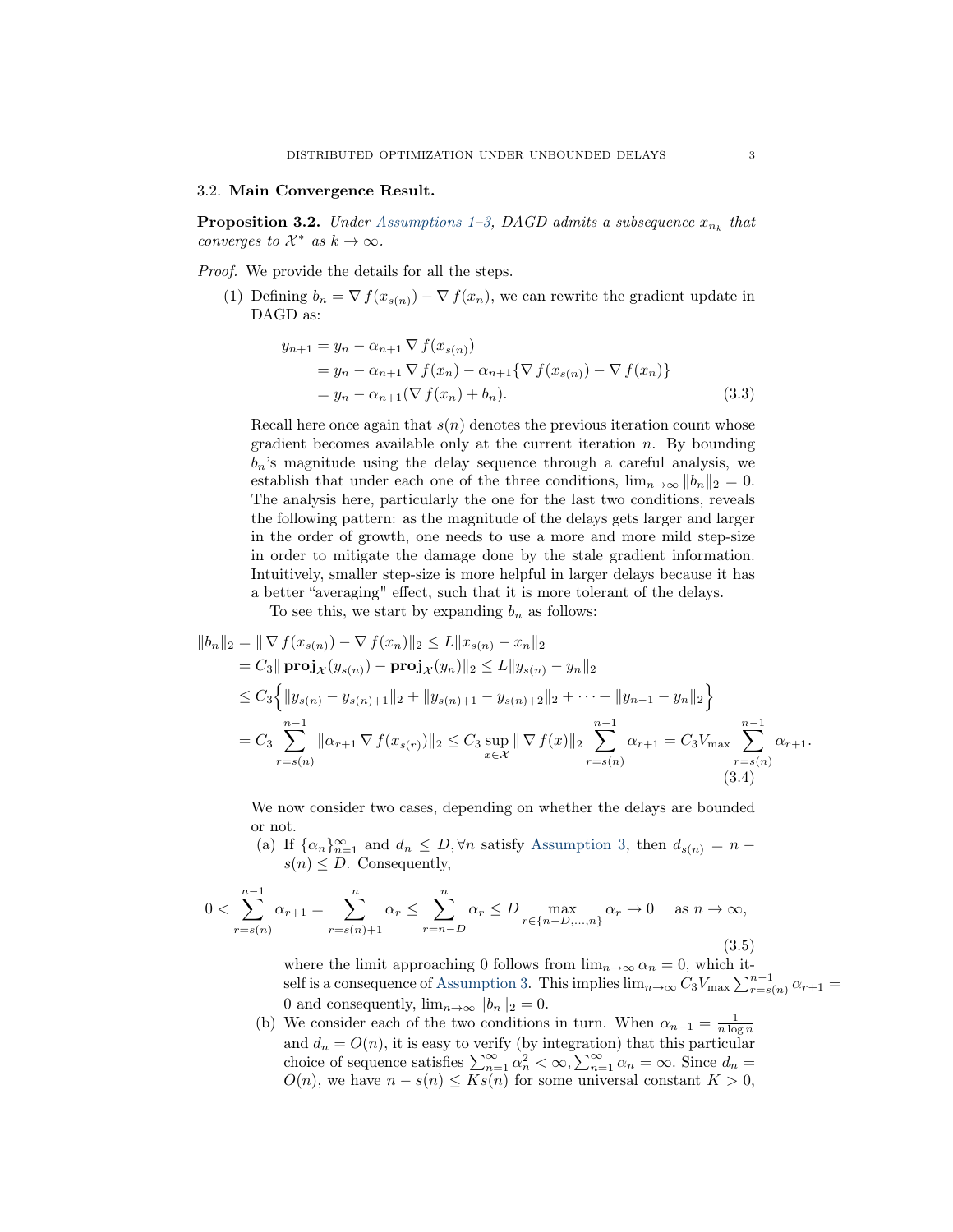### 3.2. **Main Convergence Result.**

**Proposition 3.2.** *Under Assumptions 1–3, DAGD admits a subsequence $x_{n_k}$ that converges to $\mathcal{X}^*$ as $k \to \infty$.*

*Proof.* We provide the details for all the steps.

(1) Defining $b_n = \nabla f(x_{s(n)}) - \nabla f(x_n)$, we can rewrite the gradient update in DAGD as:

$$
\begin{aligned}
y_{n+1} &= y_n - \alpha_{n+1} \nabla f(x_{s(n)}) \\
&= y_n - \alpha_{n+1} \nabla f(x_n) - \alpha_{n+1}\{\nabla f(x_{s(n)}) - \nabla f(x_n)\} \\
&= y_n - \alpha_{n+1}(\nabla f(x_n) + b_n).
\end{aligned} \tag{3.3}
$$

Recall here once again that $s(n)$ denotes the previous iteration count whose gradient becomes available only at the current iteration $n$. By bounding $b_n$'s magnitude using the delay sequence through a careful analysis, we establish that under each one of the three conditions, $\lim_{n\to\infty} \|b_n\|_2 = 0$. The analysis here, particularly the one for the last two conditions, reveals the following pattern: as the magnitude of the delays gets larger and larger in the order of growth, one needs to use a more and more mild step-size in order to mitigate the damage done by the stale gradient information. Intuitively, smaller step-size is more helpful in larger delays because it has a better "averaging" effect, such that it is more tolerant of the delays.

To see this, we start by expanding $b_n$ as follows:

$$
\begin{aligned}
\|b_n\|_2 &= \| \nabla f(x_{s(n)}) - \nabla f(x_n)\|_2 \leq L\|x_{s(n)} - x_n\|_2 \\
&= C_3\| \mathbf{proj}_{\mathcal{X}}(y_{s(n)}) - \mathbf{proj}_{\mathcal{X}}(y_n)\|_2 \leq L\|y_{s(n)} - y_n\|_2 \\
&\leq C_3\Big\{ \|y_{s(n)} - y_{s(n)+1}\|_2 + \|y_{s(n)+1} - y_{s(n)+2}\|_2 + \cdots + \|y_{n-1} - y_n\|_2 \Big\} \\
&= C_3 \sum_{r=s(n)}^{n-1} \|\alpha_{r+1} \nabla f(x_{s(r)})\|_2 \leq C_3 \sup_{x\in\mathcal{X}} \| \nabla f(x)\|_2 \sum_{r=s(n)}^{n-1} \alpha_{r+1} = C_3 V_{\max} \sum_{r=s(n)}^{n-1} \alpha_{r+1}.
\end{aligned} \tag{3.4}
$$

We now consider two cases, depending on whether the delays are bounded or not.

(a) If $\{\alpha_n\}_{n=1}^{\infty}$ and $d_n \leq D, \forall n$ satisfy Assumption 3, then $d_{s(n)} = n - s(n) \leq D$. Consequently,

$$
0 < \sum_{r=s(n)}^{n-1} \alpha_{r+1} = \sum_{r=s(n)+1}^{n} \alpha_r \leq \sum_{r=n-D}^{n} \alpha_r \leq D \max_{r\in\{n-D,\ldots,n\}} \alpha_r \to 0 \quad \text{ as } n \to \infty, \tag{3.5}
$$

where the limit approaching 0 follows from $\lim_{n\to\infty} \alpha_n = 0$, which itself is a consequence of Assumption 3. This implies $\lim_{n\to\infty} C_3 V_{\max} \sum_{r=s(n)}^{n-1} \alpha_{r+1} = 0$ and consequently, $\lim_{n\to\infty} \|b_n\|_2 = 0$.

(b) We consider each of the two conditions in turn. When $\alpha_{n-1} = \frac{1}{n \log n}$ and $d_n = O(n)$, it is easy to verify (by integration) that this particular choice of sequence satisfies $\sum_{n=1}^{\infty} \alpha_n^2 < \infty, \sum_{n=1}^{\infty} \alpha_n = \infty$. Since $d_n = O(n)$, we have $n - s(n) \leq K s(n)$ for some universal constant $K > 0$,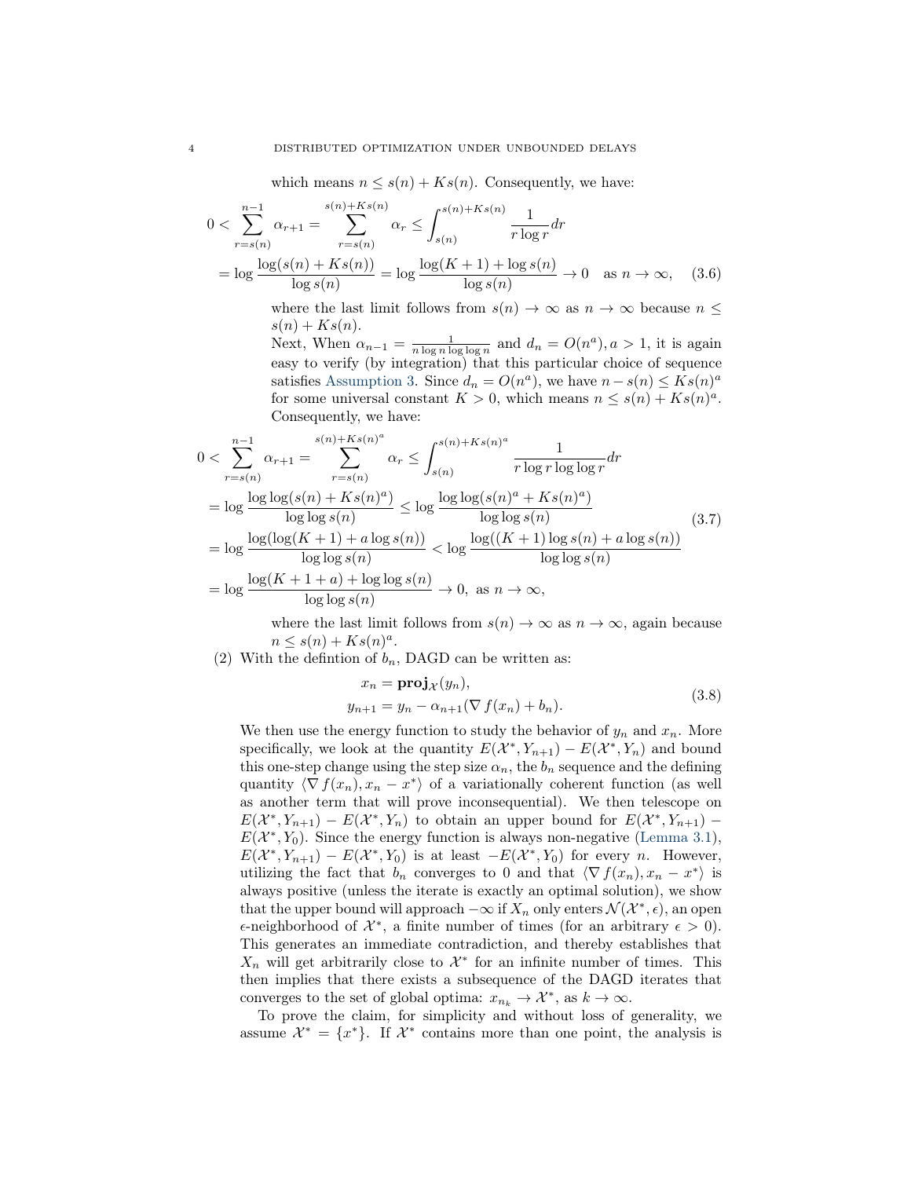which means $n \le s(n) + Ks(n)$. Consequently, we have:

$$
\begin{aligned}
0 < \sum_{r=s(n)}^{n-1} \alpha_{r+1} &= \sum_{r=s(n)}^{s(n)+Ks(n)} \alpha_r \le \int_{s(n)}^{s(n)+Ks(n)} \frac{1}{r \log r} dr \\
&= \log \frac{\log(s(n) + Ks(n))}{\log s(n)} = \log \frac{\log(K+1) + \log s(n)}{\log s(n)} \to 0 \quad \text{as } n \to \infty,
\end{aligned} \tag{3.6}
$$

where the last limit follows from $s(n) \to \infty$ as $n \to \infty$ because $n \le s(n) + Ks(n)$.

Next, When $\alpha_{n-1} = \frac{1}{n \log n \log \log n}$ and $d_n = O(n^a), a > 1$, it is again easy to verify (by integration) that this particular choice of sequence satisfies Assumption 3. Since $d_n = O(n^a)$, we have $n - s(n) \le Ks(n)^a$ for some universal constant $K > 0$, which means $n \le s(n) + Ks(n)^a$. Consequently, we have:

$$
\begin{aligned}
0 < \sum_{r=s(n)}^{n-1} \alpha_{r+1} &= \sum_{r=s(n)}^{s(n)+Ks(n)^a} \alpha_r \le \int_{s(n)}^{s(n)+Ks(n)^a} \frac{1}{r \log r \log \log r} dr \\
&= \log \frac{\log \log(s(n) + Ks(n)^a)}{\log \log s(n)} \le \log \frac{\log \log(s(n)^a + Ks(n)^a)}{\log \log s(n)} \\
&= \log \frac{\log(\log(K+1) + a \log s(n))}{\log \log s(n)} < \log \frac{\log((K+1)\log s(n) + a \log s(n))}{\log \log s(n)} \\
&= \log \frac{\log(K+1+a) + \log \log s(n)}{\log \log s(n)} \to 0, \text{ as } n \to \infty,
\end{aligned} \tag{3.7}
$$

where the last limit follows from $s(n) \to \infty$ as $n \to \infty$, again because $n \le s(n) + Ks(n)^a$.

(2) With the defintion of $b_n$, DAGD can be written as:

$$
\begin{aligned}
x_n &= \mathbf{proj}_{\mathcal{X}}(y_n), \\
y_{n+1} &= y_n - \alpha_{n+1}(\nabla f(x_n) + b_n).
\end{aligned} \tag{3.8}
$$

We then use the energy function to study the behavior of $y_n$ and $x_n$. More specifically, we look at the quantity $E(\mathcal{X}^*, Y_{n+1}) - E(\mathcal{X}^*, Y_n)$ and bound this one-step change using the step size $\alpha_n$, the $b_n$ sequence and the defining quantity $\langle \nabla f(x_n), x_n - x^* \rangle$ of a variationally coherent function (as well as another term that will prove inconsequential). We then telescope on $E(\mathcal{X}^*, Y_{n+1}) - E(\mathcal{X}^*, Y_n)$ to obtain an upper bound for $E(\mathcal{X}^*, Y_{n+1}) - E(\mathcal{X}^*, Y_0)$. Since the energy function is always non-negative (Lemma 3.1), $E(\mathcal{X}^*, Y_{n+1}) - E(\mathcal{X}^*, Y_0)$ is at least $-E(\mathcal{X}^*, Y_0)$ for every $n$. However, utilizing the fact that $b_n$ converges to 0 and that $\langle \nabla f(x_n), x_n - x^* \rangle$ is always positive (unless the iterate is exactly an optimal solution), we show that the upper bound will approach $-\infty$ if $X_n$ only enters $\mathcal{N}(\mathcal{X}^*, \epsilon)$, an open $\epsilon$-neighborhood of $\mathcal{X}^*$, a finite number of times (for an arbitrary $\epsilon > 0$). This generates an immediate contradiction, and thereby establishes that $X_n$ will get arbitrarily close to $\mathcal{X}^*$ for an infinite number of times. This then implies that there exists a subsequence of the DAGD iterates that converges to the set of global optima: $x_{n_k} \to \mathcal{X}^*$, as $k \to \infty$.

To prove the claim, for simplicity and without loss of generality, we assume $\mathcal{X}^* = \{x^*\}$. If $\mathcal{X}^*$ contains more than one point, the analysis is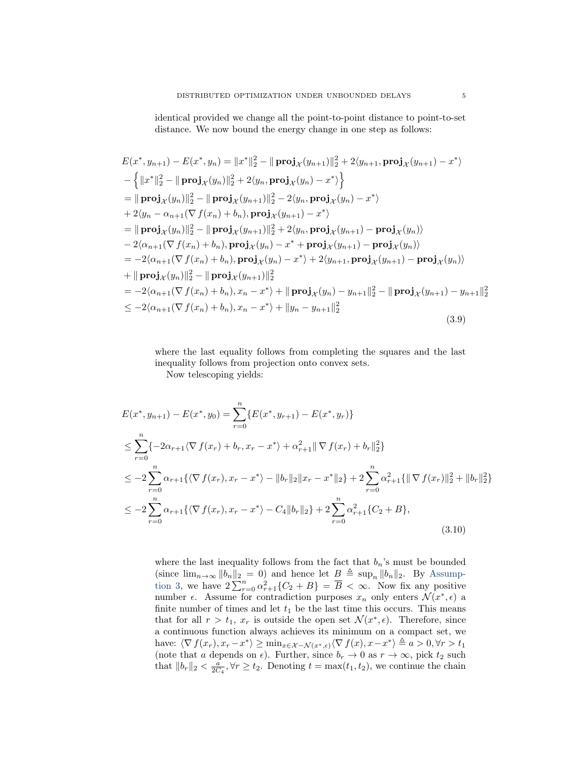identical provided we change all the point-to-point distance to point-to-set distance. We now bound the energy change in one step as follows:

$$
\begin{aligned}
&E(x^*, y_{n+1}) - E(x^*, y_n) = \|x^*\|_2^2 - \|\,\mathbf{proj}_{\mathcal{X}}(y_{n+1})\|_2^2 + 2\langle y_{n+1}, \mathbf{proj}_{\mathcal{X}}(y_{n+1}) - x^*\rangle \\
&- \Big\{ \|x^*\|_2^2 - \|\,\mathbf{proj}_{\mathcal{X}}(y_n)\|_2^2 + 2\langle y_n, \mathbf{proj}_{\mathcal{X}}(y_n) - x^*\rangle \Big\} \\
&= \|\,\mathbf{proj}_{\mathcal{X}}(y_n)\|_2^2 - \|\,\mathbf{proj}_{\mathcal{X}}(y_{n+1})\|_2^2 - 2\langle y_n, \mathbf{proj}_{\mathcal{X}}(y_n) - x^*\rangle \\
&+ 2\langle y_n - \alpha_{n+1}(\nabla f(x_n) + b_n), \mathbf{proj}_{\mathcal{X}}(y_{n+1}) - x^*\rangle \\
&= \|\,\mathbf{proj}_{\mathcal{X}}(y_n)\|_2^2 - \|\,\mathbf{proj}_{\mathcal{X}}(y_{n+1})\|_2^2 + 2\langle y_n, \mathbf{proj}_{\mathcal{X}}(y_{n+1}) - \mathbf{proj}_{\mathcal{X}}(y_n)\rangle \\
&- 2\langle \alpha_{n+1}(\nabla f(x_n) + b_n), \mathbf{proj}_{\mathcal{X}}(y_n) - x^* + \mathbf{proj}_{\mathcal{X}}(y_{n+1}) - \mathbf{proj}_{\mathcal{X}}(y_n)\rangle \\
&= -2\langle \alpha_{n+1}(\nabla f(x_n) + b_n), \mathbf{proj}_{\mathcal{X}}(y_n) - x^*\rangle + 2\langle y_{n+1}, \mathbf{proj}_{\mathcal{X}}(y_{n+1}) - \mathbf{proj}_{\mathcal{X}}(y_n)\rangle \\
&+ \|\,\mathbf{proj}_{\mathcal{X}}(y_n)\|_2^2 - \|\,\mathbf{proj}_{\mathcal{X}}(y_{n+1})\|_2^2 \\
&= -2\langle \alpha_{n+1}(\nabla f(x_n) + b_n), x_n - x^*\rangle + \|\,\mathbf{proj}_{\mathcal{X}}(y_n) - y_{n+1}\|_2^2 - \|\,\mathbf{proj}_{\mathcal{X}}(y_{n+1}) - y_{n+1}\|_2^2 \\
&\le -2\langle \alpha_{n+1}(\nabla f(x_n) + b_n), x_n - x^*\rangle + \|y_n - y_{n+1}\|_2^2
\end{aligned}
\tag{3.9}
$$

where the last equality follows from completing the squares and the last inequality follows from projection onto convex sets.

Now telescoping yields:

$$
\begin{aligned}
&E(x^*, y_{n+1}) - E(x^*, y_0) = \sum_{r=0}^{n} \{E(x^*, y_{r+1}) - E(x^*, y_r)\} \\
&\le \sum_{r=0}^{n} \{-2\alpha_{r+1}\langle \nabla f(x_r) + b_r, x_r - x^*\rangle + \alpha_{r+1}^2 \|\,\nabla f(x_r) + b_r\|_2^2\} \\
&\le -2\sum_{r=0}^{n} \alpha_{r+1}\{\langle \nabla f(x_r), x_r - x^*\rangle - \|b_r\|_2 \|x_r - x^*\|_2\} + 2\sum_{r=0}^{n} \alpha_{r+1}^2 \{\|\,\nabla f(x_r)\|_2^2 + \|b_r\|_2^2\} \\
&\le -2\sum_{r=0}^{n} \alpha_{r+1}\{\langle \nabla f(x_r), x_r - x^*\rangle - C_4\|b_r\|_2\} + 2\sum_{r=0}^{n} \alpha_{r+1}^2 \{C_2 + B\},
\end{aligned}
\tag{3.10}
$$

where the last inequality follows from the fact that $b_n$'s must be bounded (since $\lim_{n\to\infty} \|b_n\|_2 = 0$) and hence let $B \triangleq \sup_n \|b_n\|_2$. By Assumption 3, we have $2\sum_{r=0}^{n} \alpha_{r+1}^2\{C_2 + B\} = \overline{B} < \infty$. Now fix any positive number $\epsilon$. Assume for contradiction purposes $x_n$ only enters $\mathcal{N}(x^*, \epsilon)$ a finite number of times and let $t_1$ be the last time this occurs. This means that for all $r > t_1$, $x_r$ is outside the open set $\mathcal{N}(x^*, \epsilon)$. Therefore, since a continuous function always achieves its minimum on a compact set, we have: $\langle \nabla f(x_r), x_r - x^*\rangle \ge \min_{x\in\mathcal{X}-\mathcal{N}(x^*,\epsilon)} \langle \nabla f(x), x - x^*\rangle \triangleq a > 0, \forall r > t_1$ (note that $a$ depends on $\epsilon$). Further, since $b_r \to 0$ as $r \to \infty$, pick $t_2$ such that $\|b_r\|_2 < \frac{a}{2C_4}, \forall r \ge t_2$. Denoting $t = \max(t_1, t_2)$, we continue the chain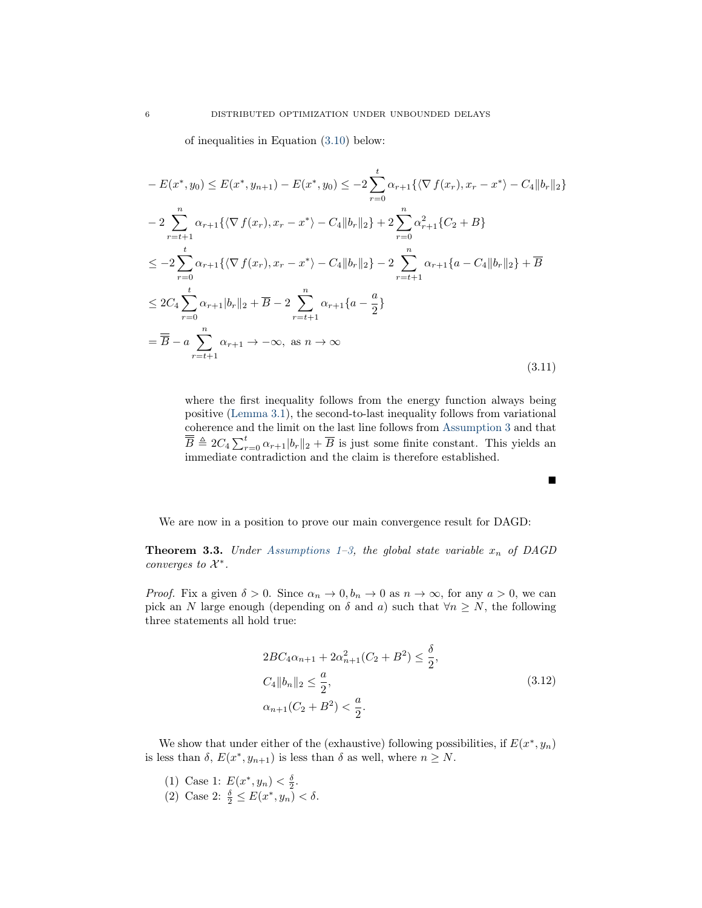of inequalities in Equation (3.10) below:

$$
\begin{aligned}
& -E(x^*, y_0) \le E(x^*, y_{n+1}) - E(x^*, y_0) \le -2\sum_{r=0}^{t} \alpha_{r+1}\{\langle \nabla f(x_r), x_r - x^* \rangle - C_4 \|b_r\|_2\} \\
& -2\sum_{r=t+1}^{n} \alpha_{r+1}\{\langle \nabla f(x_r), x_r - x^* \rangle - C_4 \|b_r\|_2\} + 2\sum_{r=0}^{n} \alpha_{r+1}^2 \{C_2 + B\} \\
& \le -2\sum_{r=0}^{t} \alpha_{r+1}\{\langle \nabla f(x_r), x_r - x^* \rangle - C_4 \|b_r\|_2\} - 2\sum_{r=t+1}^{n} \alpha_{r+1}\{a - C_4\|b_r\|_2\} + \overline{B} \\
& \le 2C_4 \sum_{r=0}^{t} \alpha_{r+1} |b_r\|_2 + \overline{B} - 2\sum_{r=t+1}^{n} \alpha_{r+1}\{a - \frac{a}{2}\} \\
& = \overline{\overline{B}} - a \sum_{r=t+1}^{n} \alpha_{r+1} \to -\infty, \text{ as } n \to \infty
\end{aligned}
\tag{3.11}
$$

where the first inequality follows from the energy function always being positive (Lemma 3.1), the second-to-last inequality follows from variational coherence and the limit on the last line follows from Assumption 3 and that $\overline{\overline{B}} \triangleq 2C_4 \sum_{r=0}^{t} \alpha_{r+1} |b_r\|_2 + \overline{B}$ is just some finite constant. This yields an immediate contradiction and the claim is therefore established.

∎

We are now in a position to prove our main convergence result for DAGD:

**Theorem 3.3.** *Under Assumptions 1–3, the global state variable $x_n$ of DAGD converges to $\mathcal{X}^*$.*

*Proof.* Fix a given $\delta > 0$. Since $\alpha_n \to 0, b_n \to 0$ as $n \to \infty$, for any $a > 0$, we can pick an $N$ large enough (depending on $\delta$ and $a$) such that $\forall n \ge N$, the following three statements all hold true:

$$
\begin{aligned}
& 2BC_4\alpha_{n+1} + 2\alpha_{n+1}^2 (C_2 + B^2) \le \frac{\delta}{2}, \\
& C_4 \|b_n\|_2 \le \frac{a}{2}, \\
& \alpha_{n+1}(C_2 + B^2) < \frac{a}{2}.
\end{aligned}
\tag{3.12}
$$

We show that under either of the (exhaustive) following possibilities, if $E(x^*, y_n)$ is less than $\delta$, $E(x^*, y_{n+1})$ is less than $\delta$ as well, where $n \ge N$.

1. Case 1: $E(x^*, y_n) < \frac{\delta}{2}$.
2. Case 2: $\frac{\delta}{2} \le E(x^*, y_n) < \delta$.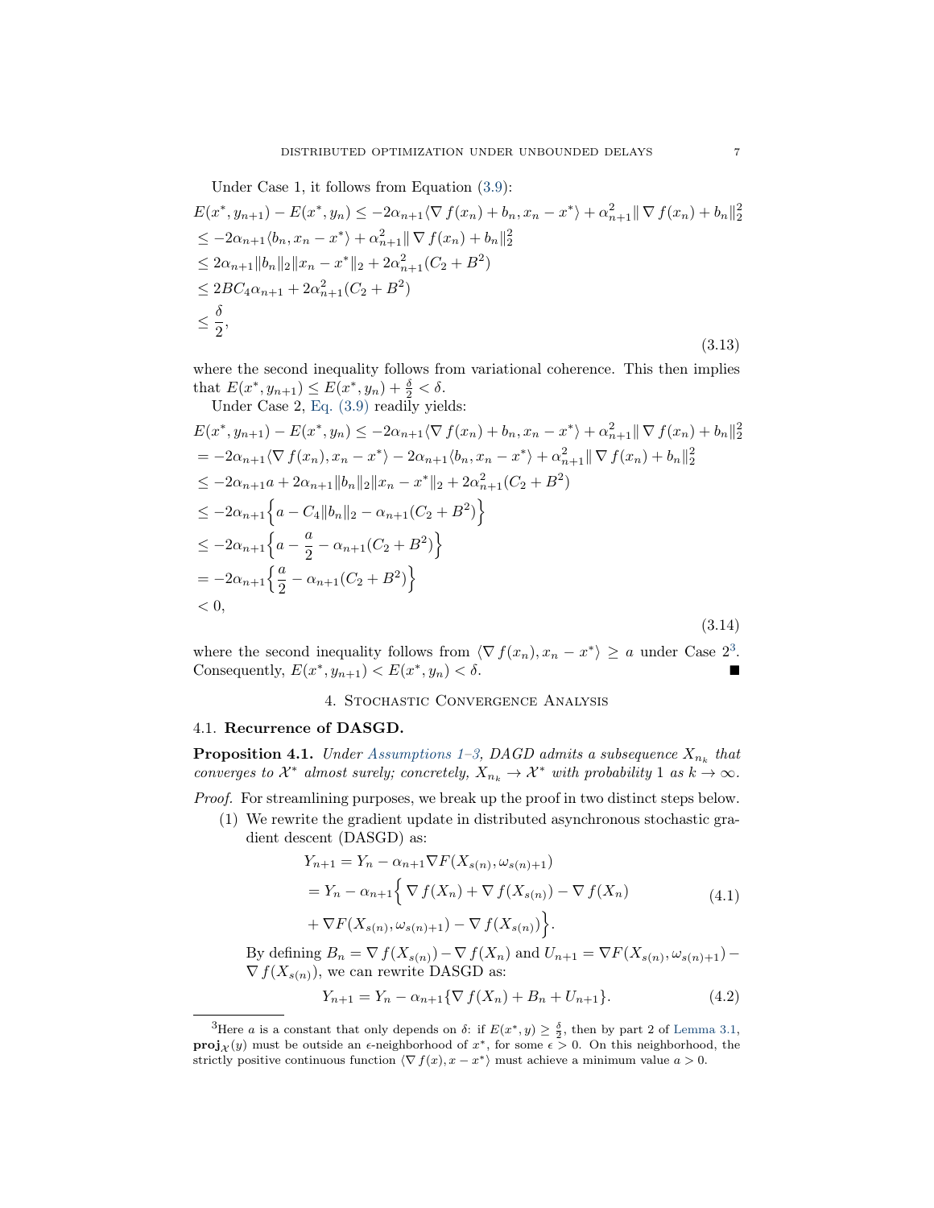Under Case 1, it follows from Equation (3.9):

$$
\begin{aligned}
E(x^*, y_{n+1}) - E(x^*, y_n) &\leq -2\alpha_{n+1}\langle \nabla f(x_n) + b_n, x_n - x^* \rangle + \alpha_{n+1}^2 \| \nabla f(x_n) + b_n\|_2^2 \\
&\leq -2\alpha_{n+1}\langle b_n, x_n - x^* \rangle + \alpha_{n+1}^2 \| \nabla f(x_n) + b_n\|_2^2 \\
&\leq 2\alpha_{n+1}\|b_n\|_2 \|x_n - x^*\|_2 + 2\alpha_{n+1}^2(C_2 + B^2) \\
&\leq 2BC_4\alpha_{n+1} + 2\alpha_{n+1}^2(C_2 + B^2) \\
&\leq \frac{\delta}{2},
\end{aligned}
\tag{3.13}
$$

where the second inequality follows from variational coherence. This then implies that $E(x^*, y_{n+1}) \leq E(x^*, y_n) + \frac{\delta}{2} < \delta$.

Under Case 2, Eq. (3.9) readily yields:

$$
\begin{aligned}
E(x^*, y_{n+1}) - E(x^*, y_n) &\leq -2\alpha_{n+1}\langle \nabla f(x_n) + b_n, x_n - x^* \rangle + \alpha_{n+1}^2 \| \nabla f(x_n) + b_n\|_2^2 \\
&= -2\alpha_{n+1}\langle \nabla f(x_n), x_n - x^* \rangle - 2\alpha_{n+1}\langle b_n, x_n - x^* \rangle + \alpha_{n+1}^2 \| \nabla f(x_n) + b_n\|_2^2 \\
&\leq -2\alpha_{n+1} a + 2\alpha_{n+1}\|b_n\|_2 \|x_n - x^*\|_2 + 2\alpha_{n+1}^2(C_2 + B^2) \\
&\leq -2\alpha_{n+1}\Big\{ a - C_4\|b_n\|_2 - \alpha_{n+1}(C_2 + B^2) \Big\} \\
&\leq -2\alpha_{n+1}\Big\{ a - \frac{a}{2} - \alpha_{n+1}(C_2 + B^2) \Big\} \\
&= -2\alpha_{n+1}\Big\{ \frac{a}{2} - \alpha_{n+1}(C_2 + B^2) \Big\} \\
&< 0,
\end{aligned}
\tag{3.14}
$$

where the second inequality follows from $\langle \nabla f(x_n), x_n - x^* \rangle \geq a$ under Case 2[3]. Consequently, $E(x^*, y_{n+1}) < E(x^*, y_n) < \delta$. ■

## 4. Stochastic Convergence Analysis

### 4.1. Recurrence of DASGD.

**Proposition 4.1.** *Under Assumptions 1–3, DAGD admits a subsequence $X_{n_k}$ that converges to $\mathcal{X}^*$ almost surely; concretely, $X_{n_k} \to \mathcal{X}^*$ with probability 1 as $k \to \infty$.*

*Proof.* For streamlining purposes, we break up the proof in two distinct steps below.

(1) We rewrite the gradient update in distributed asynchronous stochastic gradient descent (DASGD) as:

$$
\begin{aligned}
Y_{n+1} &= Y_n - \alpha_{n+1} \nabla F(X_{s(n)}, \omega_{s(n)+1}) \\
&= Y_n - \alpha_{n+1}\Big\{ \nabla f(X_n) + \nabla f(X_{s(n)}) - \nabla f(X_n) \\
&\quad + \nabla F(X_{s(n)}, \omega_{s(n)+1}) - \nabla f(X_{s(n)}) \Big\}.
\end{aligned}
\tag{4.1}
$$

By defining $B_n = \nabla f(X_{s(n)}) - \nabla f(X_n)$ and $U_{n+1} = \nabla F(X_{s(n)}, \omega_{s(n)+1}) - \nabla f(X_{s(n)})$, we can rewrite DASGD as:

$$
Y_{n+1} = Y_n - \alpha_{n+1}\{ \nabla f(X_n) + B_n + U_{n+1} \}.
\tag{4.2}
$$

---

[3] Here $a$ is a constant that only depends on $\delta$: if $E(x^*, y) \geq \frac{\delta}{2}$, then by part 2 of Lemma 3.1, $\mathbf{proj}_{\mathcal{X}}(y)$ must be outside an $\epsilon$-neighborhood of $x^*$, for some $\epsilon > 0$. On this neighborhood, the strictly positive continuous function $\langle \nabla f(x), x - x^* \rangle$ must achieve a minimum value $a > 0$.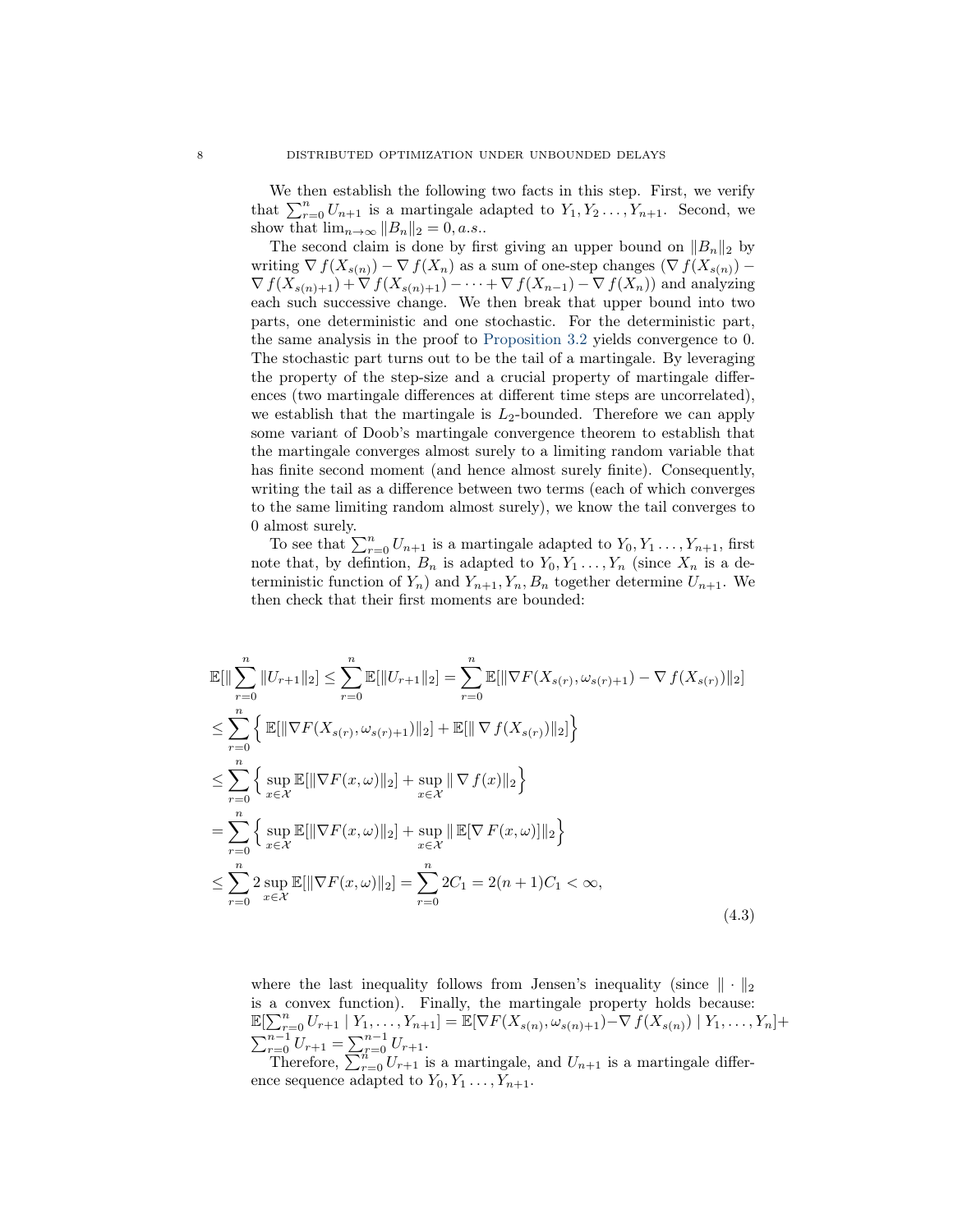We then establish the following two facts in this step. First, we verify that $\sum_{r=0}^{n} U_{n+1}$ is a martingale adapted to $Y_1, Y_2 \ldots, Y_{n+1}$. Second, we show that $\lim_{n\to\infty} \|B_n\|_2 = 0, a.s.$.

The second claim is done by first giving an upper bound on $\|B_n\|_2$ by writing $\nabla f(X_{s(n)}) - \nabla f(X_n)$ as a sum of one-step changes ($\nabla f(X_{s(n)}) - \nabla f(X_{s(n)+1}) + \nabla f(X_{s(n)+1}) - \cdots + \nabla f(X_{n-1}) - \nabla f(X_n)$) and analyzing each such successive change. We then break that upper bound into two parts, one deterministic and one stochastic. For the deterministic part, the same analysis in the proof to Proposition 3.2 yields convergence to 0. The stochastic part turns out to be the tail of a martingale. By leveraging the property of the step-size and a crucial property of martingale differences (two martingale differences at different time steps are uncorrelated), we establish that the martingale is $L_2$-bounded. Therefore we can apply some variant of Doob's martingale convergence theorem to establish that the martingale converges almost surely to a limiting random variable that has finite second moment (and hence almost surely finite). Consequently, writing the tail as a difference between two terms (each of which converges to the same limiting random almost surely), we know the tail converges to 0 almost surely.

To see that $\sum_{r=0}^{n} U_{n+1}$ is a martingale adapted to $Y_0, Y_1 \ldots, Y_{n+1}$, first note that, by defintion, $B_n$ is adapted to $Y_0, Y_1 \ldots, Y_n$ (since $X_n$ is a deterministic function of $Y_n$) and $Y_{n+1}, Y_n, B_n$ together determine $U_{n+1}$. We then check that their first moments are bounded:

$$
\begin{aligned}
&\mathbb{E}[\|\sum_{r=0}^{n} \|U_{r+1}\|_2] \leq \sum_{r=0}^{n} \mathbb{E}[\|U_{r+1}\|_2] = \sum_{r=0}^{n} \mathbb{E}[\|\nabla F(X_{s(r)}, \omega_{s(r)+1}) - \nabla f(X_{s(r)})\|_2] \\
&\leq \sum_{r=0}^{n} \Big\{ \mathbb{E}[\|\nabla F(X_{s(r)}, \omega_{s(r)+1})\|_2] + \mathbb{E}[\| \nabla f(X_{s(r)})\|_2] \Big\} \\
&\leq \sum_{r=0}^{n} \Big\{ \sup_{x\in\mathcal{X}} \mathbb{E}[\|\nabla F(x, \omega)\|_2] + \sup_{x\in\mathcal{X}} \| \nabla f(x)\|_2 \Big\} \\
&= \sum_{r=0}^{n} \Big\{ \sup_{x\in\mathcal{X}} \mathbb{E}[\|\nabla F(x, \omega)\|_2] + \sup_{x\in\mathcal{X}} \| \mathbb{E}[\nabla F(x, \omega)]\|_2 \Big\} \\
&\leq \sum_{r=0}^{n} 2 \sup_{x\in\mathcal{X}} \mathbb{E}[\|\nabla F(x, \omega)\|_2] = \sum_{r=0}^{n} 2C_1 = 2(n+1)C_1 < \infty,
\end{aligned}
\tag{4.3}
$$

where the last inequality follows from Jensen's inequality (since $\|\cdot\|_2$ is a convex function). Finally, the martingale property holds because: $\mathbb{E}[\sum_{r=0}^{n} U_{r+1} \mid Y_1, \ldots, Y_{n+1}] = \mathbb{E}[\nabla F(X_{s(n)}, \omega_{s(n)+1}) - \nabla f(X_{s(n)}) \mid Y_1, \ldots, Y_n] + \sum_{r=0}^{n-1} U_{r+1} = \sum_{r=0}^{n-1} U_{r+1}$.

Therefore, $\sum_{r=0}^{n} U_{r+1}$ is a martingale, and $U_{n+1}$ is a martingale difference sequence adapted to $Y_0, Y_1 \ldots, Y_{n+1}$.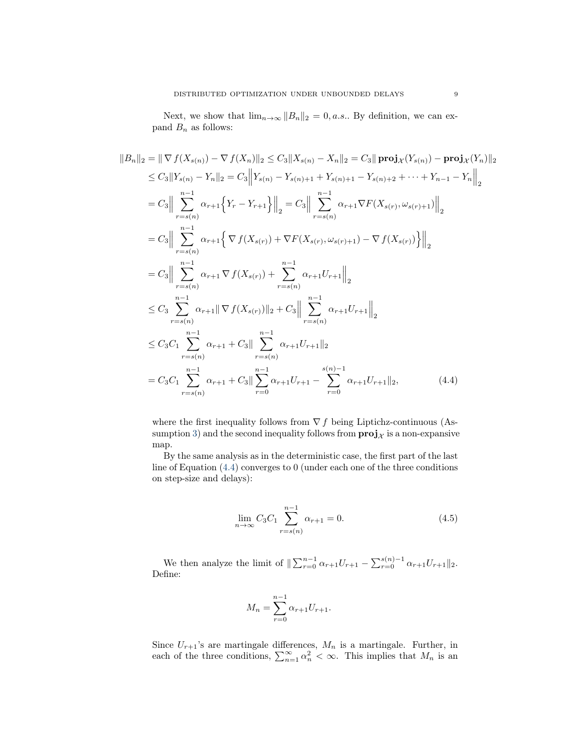Next, we show that $\lim_{n\to\infty} \|B_n\|_2 = 0, a.s.$. By definition, we can expand $B_n$ as follows:

$$
\begin{aligned}
\|B_n\|_2 &= \|\nabla f(X_{s(n)}) - \nabla f(X_n)\|_2 \leq C_3 \|X_{s(n)} - X_n\|_2 = C_3 \|\mathbf{proj}_{\mathcal{X}}(Y_{s(n)}) - \mathbf{proj}_{\mathcal{X}}(Y_n)\|_2 \\
&\leq C_3 \|Y_{s(n)} - Y_n\|_2 = C_3 \Big\| Y_{s(n)} - Y_{s(n)+1} + Y_{s(n)+1} - Y_{s(n)+2} + \cdots + Y_{n-1} - Y_n \Big\|_2 \\
&= C_3 \Big\| \sum_{r=s(n)}^{n-1} \alpha_{r+1} \Big\{ Y_r - Y_{r+1} \Big\} \Big\|_2 = C_3 \Big\| \sum_{r=s(n)}^{n-1} \alpha_{r+1} \nabla F(X_{s(r)}, \omega_{s(r)+1}) \Big\|_2 \\
&= C_3 \Big\| \sum_{r=s(n)}^{n-1} \alpha_{r+1} \Big\{ \nabla f(X_{s(r)}) + \nabla F(X_{s(r)}, \omega_{s(r)+1}) - \nabla f(X_{s(r)}) \Big\} \Big\|_2 \\
&= C_3 \Big\| \sum_{r=s(n)}^{n-1} \alpha_{r+1} \nabla f(X_{s(r)}) + \sum_{r=s(n)}^{n-1} \alpha_{r+1} U_{r+1} \Big\|_2 \\
&\leq C_3 \sum_{r=s(n)}^{n-1} \alpha_{r+1} \|\nabla f(X_{s(r)})\|_2 + C_3 \Big\| \sum_{r=s(n)}^{n-1} \alpha_{r+1} U_{r+1} \Big\|_2 \\
&\leq C_3 C_1 \sum_{r=s(n)}^{n-1} \alpha_{r+1} + C_3 \| \sum_{r=s(n)}^{n-1} \alpha_{r+1} U_{r+1} \|_2 \\
&= C_3 C_1 \sum_{r=s(n)}^{n-1} \alpha_{r+1} + C_3 \| \sum_{r=0}^{n-1} \alpha_{r+1} U_{r+1} - \sum_{r=0}^{s(n)-1} \alpha_{r+1} U_{r+1} \|_2, \qquad (4.4)
\end{aligned}
$$

where the first inequality follows from $\nabla f$ being Liptichz-continuous (Assumption 3) and the second inequality follows from $\mathbf{proj}_{\mathcal{X}}$ is a non-expansive map.

By the same analysis as in the deterministic case, the first part of the last line of Equation (4.4) converges to 0 (under each one of the three conditions on step-size and delays):

$$
\lim_{n\to\infty} C_3 C_1 \sum_{r=s(n)}^{n-1} \alpha_{r+1} = 0. \qquad (4.5)
$$

We then analyze the limit of $\| \sum_{r=0}^{n-1} \alpha_{r+1} U_{r+1} - \sum_{r=0}^{s(n)-1} \alpha_{r+1} U_{r+1} \|_2$. Define:

$$
M_n = \sum_{r=0}^{n-1} \alpha_{r+1} U_{r+1}.
$$

Since $U_{r+1}$'s are martingale differences, $M_n$ is a martingale. Further, in each of the three conditions, $\sum_{n=1}^{\infty} \alpha_n^2 < \infty$. This implies that $M_n$ is an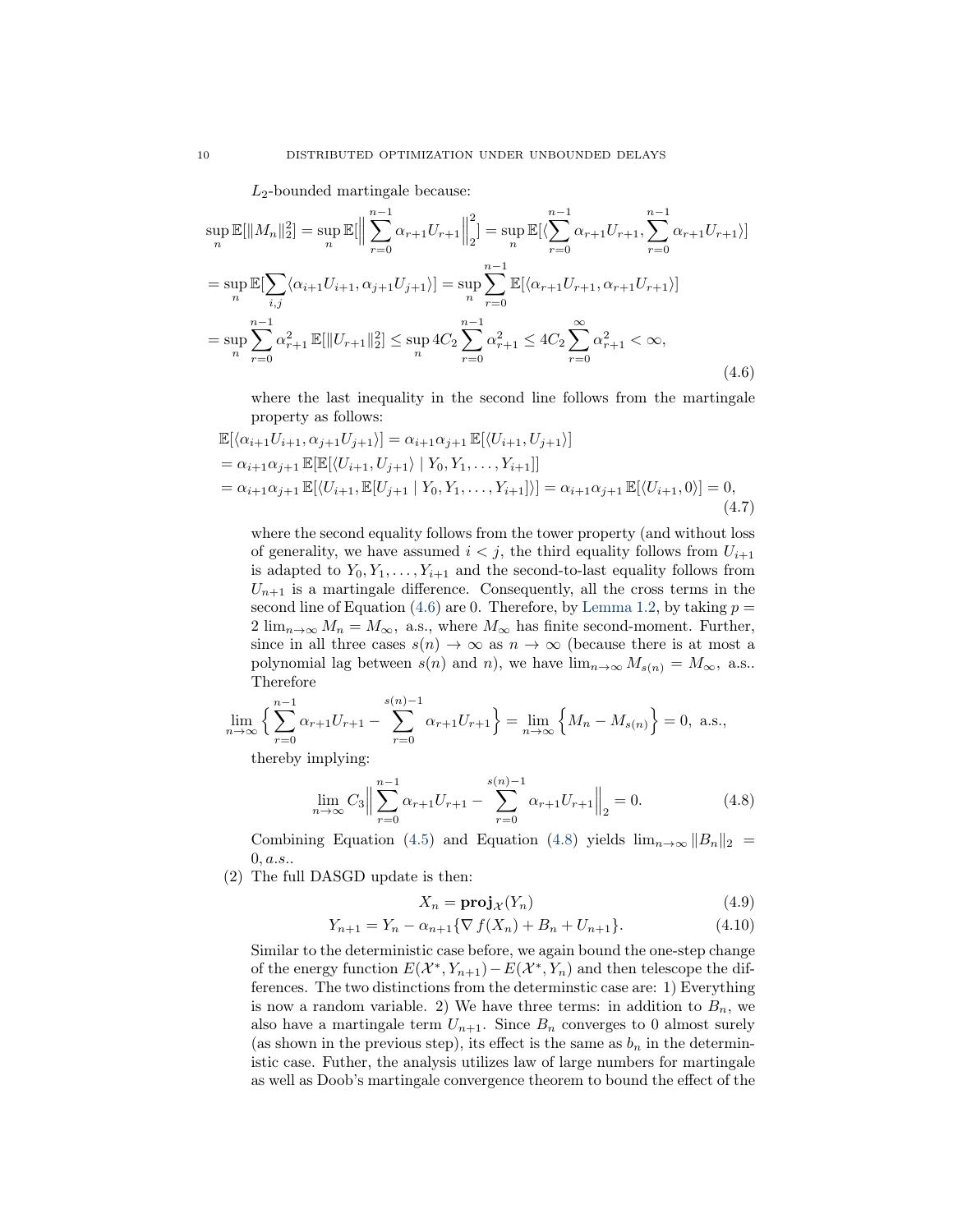$L_2$-bounded martingale because:

$$
\begin{aligned}
&\sup_n \mathbb{E}[\|M_n\|_2^2] = \sup_n \mathbb{E}[\Big\| \sum_{r=0}^{n-1} \alpha_{r+1} U_{r+1} \Big\|_2^2] = \sup_n \mathbb{E}[\langle \sum_{r=0}^{n-1} \alpha_{r+1} U_{r+1}, \sum_{r=0}^{n-1} \alpha_{r+1} U_{r+1} \rangle] \\
&= \sup_n \mathbb{E}[\sum_{i,j} \langle \alpha_{i+1} U_{i+1}, \alpha_{j+1} U_{j+1} \rangle] = \sup_n \sum_{r=0}^{n-1} \mathbb{E}[\langle \alpha_{r+1} U_{r+1}, \alpha_{r+1} U_{r+1} \rangle] \\
&= \sup_n \sum_{r=0}^{n-1} \alpha_{r+1}^2 \, \mathbb{E}[\|U_{r+1}\|_2^2] \leq \sup_n 4C_2 \sum_{r=0}^{n-1} \alpha_{r+1}^2 \leq 4C_2 \sum_{r=0}^{\infty} \alpha_{r+1}^2 < \infty,
\end{aligned}
\tag{4.6}
$$

where the last inequality in the second line follows from the martingale property as follows:

$$
\begin{aligned}
&\mathbb{E}[\langle \alpha_{i+1} U_{i+1}, \alpha_{j+1} U_{j+1} \rangle] = \alpha_{i+1} \alpha_{j+1} \, \mathbb{E}[\langle U_{i+1}, U_{j+1} \rangle] \\
&= \alpha_{i+1} \alpha_{j+1} \, \mathbb{E}[\mathbb{E}[\langle U_{i+1}, U_{j+1} \rangle \mid Y_0, Y_1, \dots, Y_{i+1}]] \\
&= \alpha_{i+1} \alpha_{j+1} \, \mathbb{E}[\langle U_{i+1}, \mathbb{E}[U_{j+1} \mid Y_0, Y_1, \dots, Y_{i+1}] \rangle] = \alpha_{i+1} \alpha_{j+1} \, \mathbb{E}[\langle U_{i+1}, 0 \rangle] = 0,
\end{aligned}
\tag{4.7}
$$

where the second equality follows from the tower property (and without loss of generality, we have assumed $i < j$, the third equality follows from $U_{i+1}$ is adapted to $Y_0, Y_1, \dots, Y_{i+1}$ and the second-to-last equality follows from $U_{n+1}$ is a martingale difference. Consequently, all the cross terms in the second line of Equation (4.6) are 0. Therefore, by Lemma 1.2, by taking $p = 2$ $\lim_{n\to\infty} M_n = M_\infty$, a.s., where $M_\infty$ has finite second-moment. Further, since in all three cases $s(n) \to \infty$ as $n \to \infty$ (because there is at most a polynomial lag between $s(n)$ and $n$), we have $\lim_{n\to\infty} M_{s(n)} = M_\infty$, a.s.. Therefore

$$
\lim_{n\to\infty} \Big\{ \sum_{r=0}^{n-1} \alpha_{r+1} U_{r+1} - \sum_{r=0}^{s(n)-1} \alpha_{r+1} U_{r+1} \Big\} = \lim_{n\to\infty} \Big\{ M_n - M_{s(n)} \Big\} = 0, \text{ a.s.},
$$

thereby implying:

$$
\lim_{n\to\infty} C_3 \Big\| \sum_{r=0}^{n-1} \alpha_{r+1} U_{r+1} - \sum_{r=0}^{s(n)-1} \alpha_{r+1} U_{r+1} \Big\|_2 = 0. \tag{4.8}
$$

Combining Equation (4.5) and Equation (4.8) yields $\lim_{n\to\infty} \|B_n\|_2 = 0, a.s.$.

(2) The full DASGD update is then:

$$
X_n = \mathbf{proj}_{\mathcal{X}}(Y_n) \tag{4.9}
$$

$$
Y_{n+1} = Y_n - \alpha_{n+1} \{ \nabla f(X_n) + B_n + U_{n+1} \}. \tag{4.10}
$$

Similar to the deterministic case before, we again bound the one-step change of the energy function $E(\mathcal{X}^*, Y_{n+1}) - E(\mathcal{X}^*, Y_n)$ and then telescope the differences. The two distinctions from the determinstic case are: 1) Everything is now a random variable. 2) We have three terms: in addition to $B_n$, we also have a martingale term $U_{n+1}$. Since $B_n$ converges to 0 almost surely (as shown in the previous step), its effect is the same as $b_n$ in the deterministic case. Futher, the analysis utilizes law of large numbers for martingale as well as Doob's martingale convergence theorem to bound the effect of the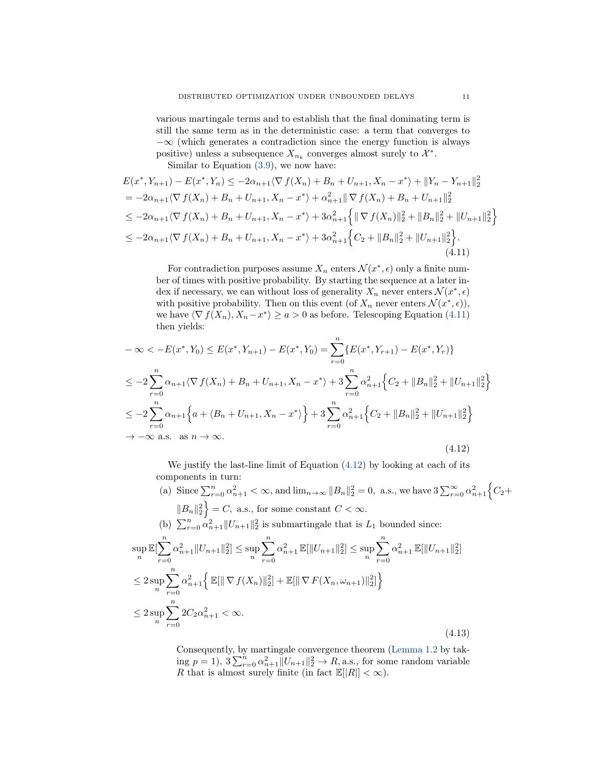various martingale terms and to establish that the final dominating term is still the same term as in the deterministic case: a term that converges to $-\infty$ (which generates a contradiction since the energy function is always positive) unless a subsequence $X_{n_k}$ converges almost surely to $\mathcal{X}^*$.

Similar to Equation (3.9), we now have:

$$
\begin{aligned}
&E(x^*, Y_{n+1}) - E(x^*, Y_n) \leq -2\alpha_{n+1}\langle \nabla f(X_n) + B_n + U_{n+1}, X_n - x^* \rangle + \|Y_n - Y_{n+1}\|_2^2 \\
&= -2\alpha_{n+1}\langle \nabla f(X_n) + B_n + U_{n+1}, X_n - x^* \rangle + \alpha_{n+1}^2 \|\nabla f(X_n) + B_n + U_{n+1}\|_2^2 \\
&\leq -2\alpha_{n+1}\langle \nabla f(X_n) + B_n + U_{n+1}, X_n - x^* \rangle + 3\alpha_{n+1}^2 \Big\{ \|\nabla f(X_n)\|_2^2 + \|B_n\|_2^2 + \|U_{n+1}\|_2^2 \Big\} \\
&\leq -2\alpha_{n+1}\langle \nabla f(X_n) + B_n + U_{n+1}, X_n - x^* \rangle + 3\alpha_{n+1}^2 \Big\{ C_2 + \|B_n\|_2^2 + \|U_{n+1}\|_2^2 \Big\}.
\end{aligned}
\tag{4.11}
$$

For contradiction purposes assume $X_n$ enters $\mathcal{N}(x^*, \epsilon)$ only a finite number of times with positive probability. By starting the sequence at a later index if necessary, we can without loss of generality $X_n$ never enters $\mathcal{N}(x^*, \epsilon)$ with positive probability. Then on this event (of $X_n$ never enters $\mathcal{N}(x^*, \epsilon)$), we have $\langle \nabla f(X_n), X_n - x^* \rangle \geq a > 0$ as before. Telescoping Equation (4.11) then yields:

$$
\begin{aligned}
&-\infty < -E(x^*, Y_0) \leq E(x^*, Y_{n+1}) - E(x^*, Y_0) = \sum_{r=0}^{n} \{E(x^*, Y_{r+1}) - E(x^*, Y_r)\} \\
&\leq -2\sum_{r=0}^{n} \alpha_{n+1}\langle \nabla f(X_n) + B_n + U_{n+1}, X_n - x^* \rangle + 3\sum_{r=0}^{n} \alpha_{n+1}^2 \Big\{ C_2 + \|B_n\|_2^2 + \|U_{n+1}\|_2^2 \Big\} \\
&\leq -2\sum_{r=0}^{n} \alpha_{n+1}\Big\{ a + \langle B_n + U_{n+1}, X_n - x^* \rangle \Big\} + 3\sum_{r=0}^{n} \alpha_{n+1}^2 \Big\{ C_2 + \|B_n\|_2^2 + \|U_{n+1}\|_2^2 \Big\} \\
&\to -\infty \text{ a.s.} \quad \text{as } n \to \infty.
\end{aligned}
\tag{4.12}
$$

We justify the last-line limit of Equation (4.12) by looking at each of its components in turn:

(a) Since $\sum_{r=0}^{n} \alpha_{n+1}^2 < \infty$, and $\lim_{n\to\infty} \|B_n\|_2^2 = 0$, a.s., we have $3\sum_{r=0}^{\infty} \alpha_{n+1}^2 \Big\{ C_2 + \|B_n\|_2^2 \Big\} = C$, a.s., for some constant $C < \infty$.

(b) $\sum_{r=0}^{n} \alpha_{n+1}^2 \|U_{n+1}\|_2^2$ is submartingale that is $L_1$ bounded since:

$$
\begin{aligned}
&\sup_n \mathbb{E}[\sum_{r=0}^{n} \alpha_{n+1}^2 \|U_{n+1}\|_2^2] \leq \sup_n \sum_{r=0}^{n} \alpha_{n+1}^2 \, \mathbb{E}[\|U_{n+1}\|_2^2] \leq \sup_n \sum_{r=0}^{n} \alpha_{n+1}^2 \, \mathbb{E}[\|U_{n+1}\|_2^2] \\
&\leq 2\sup_n \sum_{r=0}^{n} \alpha_{n+1}^2 \Big\{ \mathbb{E}[\|\nabla f(X_n)\|_2^2] + \mathbb{E}[\|\nabla F(X_n, \omega_{n+1})\|_2^2] \Big\} \\
&\leq 2\sup_n \sum_{r=0}^{n} 2C_2 \alpha_{n+1}^2 < \infty.
\end{aligned}
\tag{4.13}
$$

Consequently, by martingale convergence theorem (Lemma 1.2 by taking $p = 1$), $3\sum_{r=0}^{n} \alpha_{n+1}^2 \|U_{n+1}\|_2^2 \to R$, a.s., for some random variable $R$ that is almost surely finite (in fact $\mathbb{E}[|R|] < \infty$).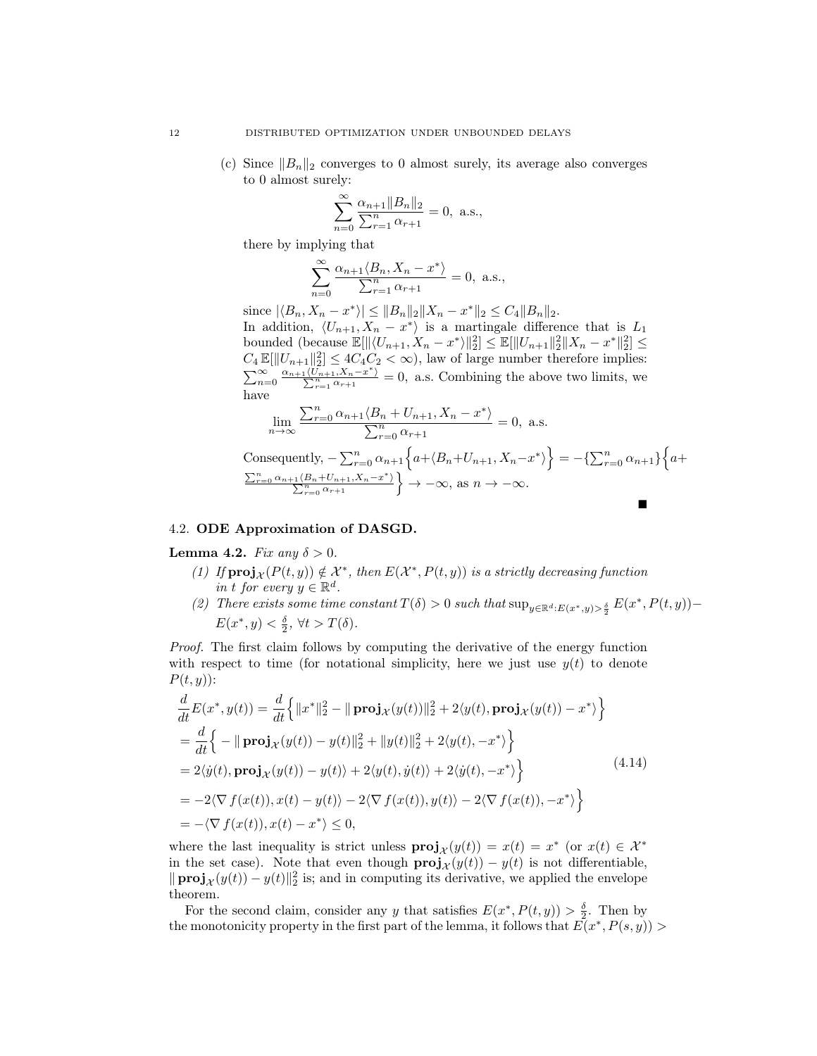(c) Since $\|B_n\|_2$ converges to 0 almost surely, its average also converges to 0 almost surely:

$$\sum_{n=0}^{\infty} \frac{\alpha_{n+1}\|B_n\|_2}{\sum_{r=1}^{n} \alpha_{r+1}} = 0, \text{ a.s.},$$

there by implying that

$$\sum_{n=0}^{\infty} \frac{\alpha_{n+1}\langle B_n, X_n - x^*\rangle}{\sum_{r=1}^{n} \alpha_{r+1}} = 0, \text{ a.s.},$$

since $|\langle B_n, X_n - x^*\rangle| \leq \|B_n\|_2 \|X_n - x^*\|_2 \leq C_4 \|B_n\|_2$.
In addition, $\langle U_{n+1}, X_n - x^*\rangle$ is a martingale difference that is $L_1$ bounded (because $\mathbb{E}[\|\langle U_{n+1}, X_n - x^*\rangle\|_2^2] \leq \mathbb{E}[\|U_{n+1}\|_2^2 \|X_n - x^*\|_2^2] \leq C_4\,\mathbb{E}[\|U_{n+1}\|_2^2] \leq 4C_4C_2 < \infty$), law of large number therefore implies: $\sum_{n=0}^{\infty} \frac{\alpha_{n+1}\langle U_{n+1}, X_n - x^*\rangle}{\sum_{r=1}^{n}\alpha_{r+1}} = 0$, a.s. Combining the above two limits, we have

$$\lim_{n\to\infty} \frac{\sum_{r=0}^{n} \alpha_{n+1}\langle B_n + U_{n+1}, X_n - x^*\rangle}{\sum_{r=0}^{n} \alpha_{r+1}} = 0, \text{ a.s.}$$

Consequently, $-\sum_{r=0}^{n} \alpha_{n+1}\Big\{a + \langle B_n + U_{n+1}, X_n - x^*\rangle\Big\} = -\{\sum_{r=0}^{n} \alpha_{n+1}\}\Big\{a + \frac{\sum_{r=0}^{n} \alpha_{n+1}\langle B_n + U_{n+1}, X_n - x^*\rangle}{\sum_{r=0}^{n}\alpha_{r+1}}\Big\} \to -\infty$, as $n \to -\infty$.

∎

### 4.2. ODE Approximation of DASGD.

**Lemma 4.2.** *Fix any $\delta > 0$.*

1. *If $\mathbf{proj}_{\mathcal{X}}(P(t,y)) \notin \mathcal{X}^*$, then $E(\mathcal{X}^*, P(t,y))$ is a strictly decreasing function in $t$ for every $y \in \mathbb{R}^d$.*
2. *There exists some time constant $T(\delta) > 0$ such that $\sup_{y\in\mathbb{R}^d: E(x^*,y) > \frac{\delta}{2}} E(x^*, P(t,y)) - E(x^*, y) < \frac{\delta}{2}$, $\forall t > T(\delta)$.*

*Proof.* The first claim follows by computing the derivative of the energy function with respect to time (for notational simplicity, here we just use $y(t)$ to denote $P(t,y)$):

$$\begin{aligned}
&\frac{d}{dt}E(x^*, y(t)) = \frac{d}{dt}\Big\{\|x^*\|_2^2 - \|\mathbf{proj}_{\mathcal{X}}(y(t))\|_2^2 + 2\langle y(t), \mathbf{proj}_{\mathcal{X}}(y(t)) - x^*\rangle\Big\} \\
&= \frac{d}{dt}\Big\{-\|\mathbf{proj}_{\mathcal{X}}(y(t)) - y(t)\|_2^2 + \|y(t)\|_2^2 + 2\langle y(t), -x^*\rangle\Big\} \\
&= 2\langle \dot{y}(t), \mathbf{proj}_{\mathcal{X}}(y(t)) - y(t)\rangle + 2\langle y(t), \dot{y}(t)\rangle + 2\langle \dot{y}(t), -x^*\rangle\Big\} \\
&= -2\langle \nabla f(x(t)), x(t) - y(t)\rangle - 2\langle \nabla f(x(t)), y(t)\rangle - 2\langle \nabla f(x(t)), -x^*\rangle\Big\} \\
&= -\langle \nabla f(x(t)), x(t) - x^*\rangle \leq 0,
\end{aligned} \tag{4.14}$$

where the last inequality is strict unless $\mathbf{proj}_{\mathcal{X}}(y(t)) = x(t) = x^*$ (or $x(t) \in \mathcal{X}^*$ in the set case). Note that even though $\mathbf{proj}_{\mathcal{X}}(y(t)) - y(t)$ is not differentiable, $\|\mathbf{proj}_{\mathcal{X}}(y(t)) - y(t)\|_2^2$ is; and in computing its derivative, we applied the envelope theorem.

For the second claim, consider any $y$ that satisfies $E(x^*, P(t,y)) > \frac{\delta}{2}$. Then by the monotonicity property in the first part of the lemma, it follows that $E(x^*, P(s,y)) >$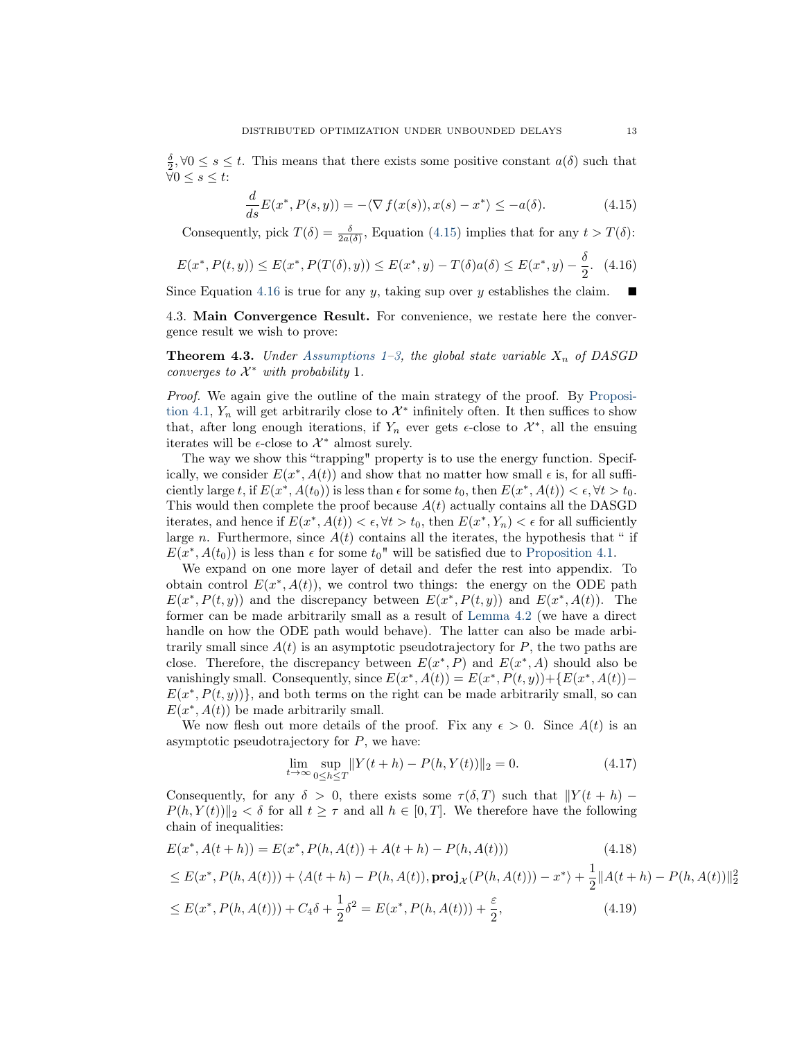$\frac{\delta}{2}, \forall 0 \leq s \leq t$. This means that there exists some positive constant $a(\delta)$ such that $\forall 0 \leq s \leq t$:

$$\frac{d}{ds} E(x^*, P(s, y)) = -\langle \nabla f(x(s)), x(s) - x^* \rangle \leq -a(\delta). \tag{4.15}$$

Consequently, pick $T(\delta) = \frac{\delta}{2a(\delta)}$, Equation (4.15) implies that for any $t > T(\delta)$:

$$E(x^*, P(t, y)) \leq E(x^*, P(T(\delta), y)) \leq E(x^*, y) - T(\delta)a(\delta) \leq E(x^*, y) - \frac{\delta}{2}. \tag{4.16}$$

Since Equation 4.16 is true for any $y$, taking sup over $y$ establishes the claim. ■

### 4.3. Main Convergence Result.

For convenience, we restate here the convergence result we wish to prove:

**Theorem 4.3.** *Under Assumptions 1–3, the global state variable $X_n$ of DASGD converges to $\mathcal{X}^*$ with probability 1.*

*Proof.* We again give the outline of the main strategy of the proof. By Proposition 4.1, $Y_n$ will get arbitrarily close to $\mathcal{X}^*$ infinitely often. It then suffices to show that, after long enough iterations, if $Y_n$ ever gets $\epsilon$-close to $\mathcal{X}^*$, all the ensuing iterates will be $\epsilon$-close to $\mathcal{X}^*$ almost surely.

The way we show this "trapping" property is to use the energy function. Specifically, we consider $E(x^*, A(t))$ and show that no matter how small $\epsilon$ is, for all sufficiently large $t$, if $E(x^*, A(t_0))$ is less than $\epsilon$ for some $t_0$, then $E(x^*, A(t)) < \epsilon, \forall t > t_0$. This would then complete the proof because $A(t)$ actually contains all the DASGD iterates, and hence if $E(x^*, A(t)) < \epsilon, \forall t > t_0$, then $E(x^*, Y_n) < \epsilon$ for all sufficiently large $n$. Furthermore, since $A(t)$ contains all the iterates, the hypothesis that " if $E(x^*, A(t_0))$ is less than $\epsilon$ for some $t_0$" will be satisfied due to Proposition 4.1.

We expand on one more layer of detail and defer the rest into appendix. To obtain control $E(x^*, A(t))$, we control two things: the energy on the ODE path $E(x^*, P(t, y))$ and the discrepancy between $E(x^*, P(t, y))$ and $E(x^*, A(t))$. The former can be made arbitrarily small as a result of Lemma 4.2 (we have a direct handle on how the ODE path would behave). The latter can also be made arbitrarily small since $A(t)$ is an asymptotic pseudotrajectory for $P$, the two paths are close. Therefore, the discrepancy between $E(x^*, P)$ and $E(x^*, A)$ should also be vanishingly small. Consequently, since $E(x^*, A(t)) = E(x^*, P(t, y)) + \{E(x^*, A(t)) - E(x^*, P(t, y))\}$, and both terms on the right can be made arbitrarily small, so can $E(x^*, A(t))$ be made arbitrarily small.

We now flesh out more details of the proof. Fix any $\epsilon > 0$. Since $A(t)$ is an asymptotic pseudotrajectory for $P$, we have:

$$\lim_{t \to \infty} \sup_{0 \leq h \leq T} \|Y(t+h) - P(h, Y(t))\|_2 = 0. \tag{4.17}$$

Consequently, for any $\delta > 0$, there exists some $\tau(\delta, T)$ such that $\|Y(t+h) - P(h, Y(t))\|_2 < \delta$ for all $t \geq \tau$ and all $h \in [0, T]$. We therefore have the following chain of inequalities:

$$E(x^*, A(t+h)) = E(x^*, P(h, A(t)) + A(t+h) - P(h, A(t))) \tag{4.18}$$

$$\leq E(x^*, P(h, A(t))) + \langle A(t+h) - P(h, A(t)), \mathbf{proj}_{\mathcal{X}}(P(h, A(t))) - x^* \rangle + \frac{1}{2}\|A(t+h) - P(h, A(t))\|_2^2$$

$$\leq E(x^*, P(h, A(t))) + C_4\delta + \frac{1}{2}\delta^2 = E(x^*, P(h, A(t))) + \frac{\varepsilon}{2}, \tag{4.19}$$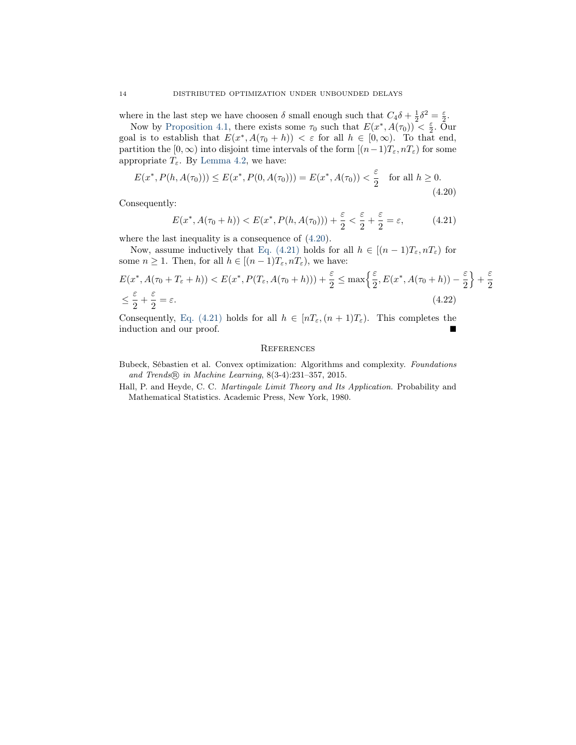where in the last step we have choosen $\delta$ small enough such that $C_4\delta + \frac{1}{2}\delta^2 = \frac{\varepsilon}{2}$.

Now by Proposition 4.1, there exists some $\tau_0$ such that $E(x^*, A(\tau_0)) < \frac{\varepsilon}{2}$. Our goal is to establish that $E(x^*, A(\tau_0 + h)) < \varepsilon$ for all $h \in [0, \infty)$. To that end, partition the $[0, \infty)$ into disjoint time intervals of the form $[(n-1)T_\varepsilon, nT_\varepsilon)$ for some appropriate $T_\varepsilon$. By Lemma 4.2, we have:

$$E(x^*, P(h, A(\tau_0))) \leq E(x^*, P(0, A(\tau_0))) = E(x^*, A(\tau_0)) < \frac{\varepsilon}{2} \quad \text{for all } h \geq 0. \tag{4.20}$$

Consequently:

$$E(x^*, A(\tau_0 + h)) < E(x^*, P(h, A(\tau_0))) + \frac{\varepsilon}{2} < \frac{\varepsilon}{2} + \frac{\varepsilon}{2} = \varepsilon, \tag{4.21}$$

where the last inequality is a consequence of (4.20).

Now, assume inductively that Eq. (4.21) holds for all $h \in [(n-1)T_\varepsilon, nT_\varepsilon)$ for some $n \geq 1$. Then, for all $h \in [(n-1)T_\varepsilon, nT_\varepsilon)$, we have:

$$\begin{aligned} E(x^*, A(\tau_0 + T_\varepsilon + h)) &< E(x^*, P(T_\varepsilon, A(\tau_0 + h))) + \frac{\varepsilon}{2} \leq \max\left\{\frac{\varepsilon}{2}, E(x^*, A(\tau_0 + h)) - \frac{\varepsilon}{2}\right\} + \frac{\varepsilon}{2} \\ &\leq \frac{\varepsilon}{2} + \frac{\varepsilon}{2} = \varepsilon. \end{aligned} \tag{4.22}$$

Consequently, Eq. (4.21) holds for all $h \in [nT_\varepsilon, (n+1)T_\varepsilon)$. This completes the induction and our proof. ■

## References

Bubeck, Sébastien et al. Convex optimization: Algorithms and complexity. *Foundations and Trends® in Machine Learning*, 8(3-4):231–357, 2015.

Hall, P. and Heyde, C. C. *Martingale Limit Theory and Its Application*. Probability and Mathematical Statistics. Academic Press, New York, 1980.